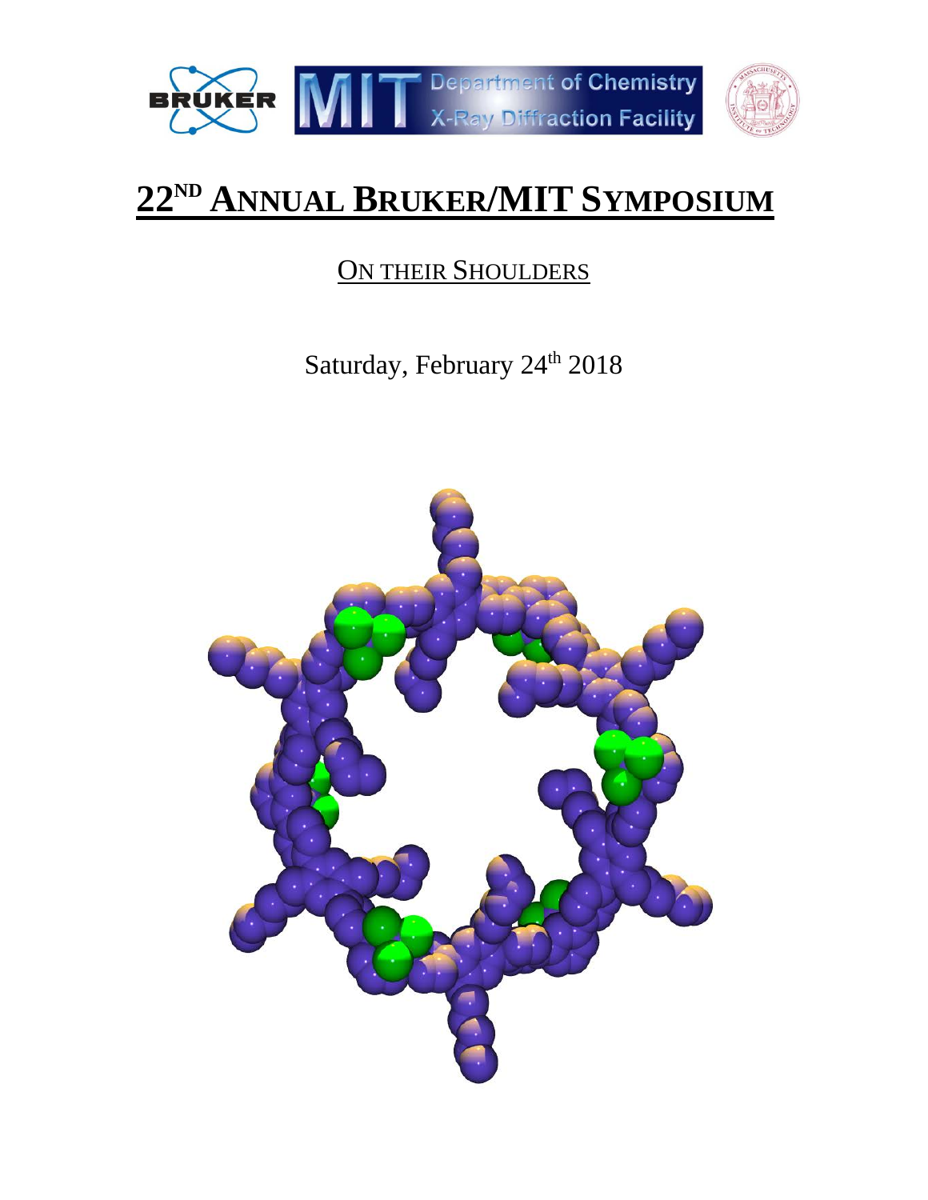# 22ND ANNUAL BRUKER/MIT SYMPOSIUM

## ON THEIR SHOULDERS

Saturday, February 24th 2018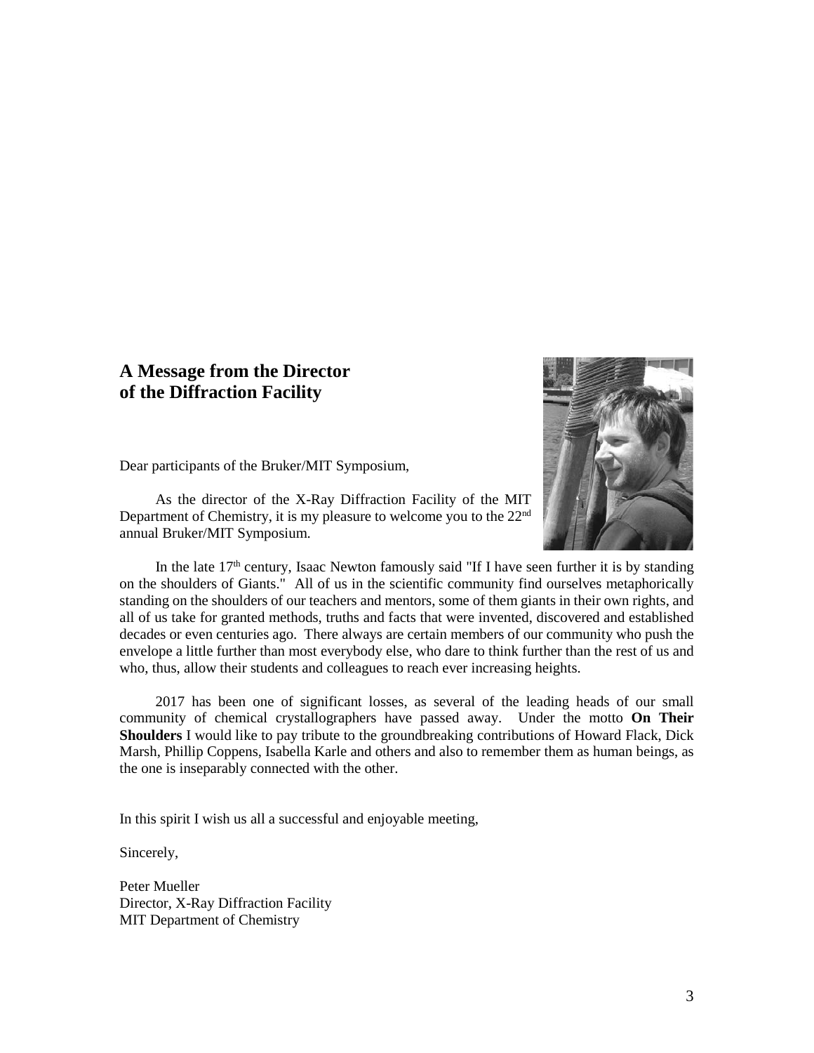## A Message from the Director of the Diffraction Facility

Dear participants of the Bruker/MIT Symposium,

As the director of the X-Ray Diffraction Facility of the MIT Department of Chemistry, it is my pleasure to welcome you to the 22nd annual Bruker/MIT Symposium.

In the late 17th century, Isaac Newton famously said "If I have seen further it is by standing on the shoulders of Giants." All of us in the scientific community find ourselves metaphorically standing on the shoulders of our teachers and mentors, some of them giants in their own rights, and all of us take for granted methods, truths and facts that were invented, discovered and established decades or even centuries ago. There always are certain members of our community who push the envelope a little further than most everybody else, who dare to think further than the rest of us and who, thus, allow their students and colleagues to reach ever increasing heights.

2017 has been one of significant losses, as several of the leading heads of our small community of chemical crystallographers have passed away. Under the motto **On Their Shoulders** I would like to pay tribute to the groundbreaking contributions of Howard Flack, Dick Marsh, Phillip Coppens, Isabella Karle and others and also to remember them as human beings, as the one is inseparably connected with the other.

In this spirit I wish us all a successful and enjoyable meeting,

Sincerely,

Peter Mueller
Director, X-Ray Diffraction Facility
MIT Department of Chemistry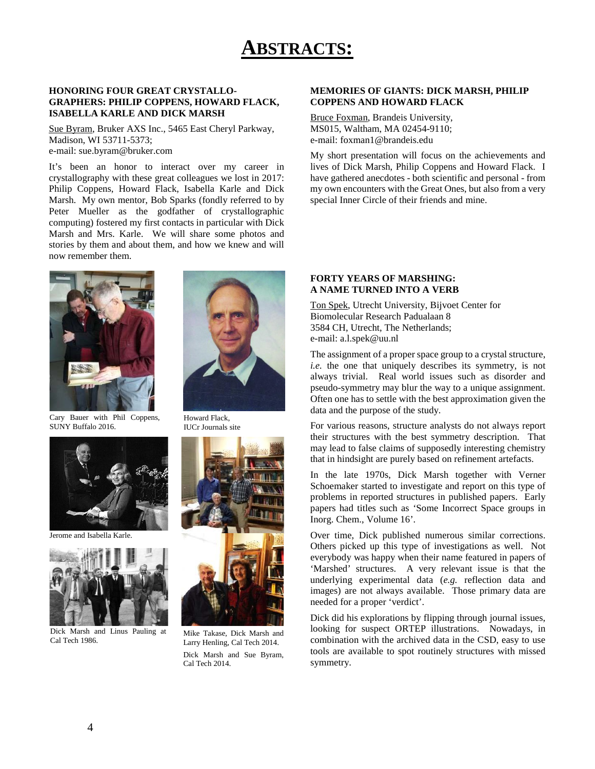# ABSTRACTS:

### HONORING FOUR GREAT CRYSTALLOGRAPHERS: PHILIP COPPENS, HOWARD FLACK, ISABELLA KARLE AND DICK MARSH

Sue Byram, Bruker AXS Inc., 5465 East Cheryl Parkway, Madison, WI 53711-5373;
e-mail: sue.byram@bruker.com

It's been an honor to interact over my career in crystallography with these great colleagues we lost in 2017: Philip Coppens, Howard Flack, Isabella Karle and Dick Marsh. My own mentor, Bob Sparks (fondly referred to by Peter Mueller as the godfather of crystallographic computing) fostered my first contacts in particular with Dick Marsh and Mrs. Karle. We will share some photos and stories by them and about them, and how we knew and will now remember them.

Cary Bauer with Phil Coppens, SUNY Buffalo 2016.

Howard Flack, IUCr Journals site

Jerome and Isabella Karle.

Dick Marsh and Linus Pauling at Cal Tech 1986.

Mike Takase, Dick Marsh and Larry Henling, Cal Tech 2014.

Dick Marsh and Sue Byram, Cal Tech 2014.

### MEMORIES OF GIANTS: DICK MARSH, PHILIP COPPENS AND HOWARD FLACK

Bruce Foxman, Brandeis University, MS015, Waltham, MA 02454-9110;
e-mail: foxman1@brandeis.edu

My short presentation will focus on the achievements and lives of Dick Marsh, Philip Coppens and Howard Flack. I have gathered anecdotes - both scientific and personal - from my own encounters with the Great Ones, but also from a very special Inner Circle of their friends and mine.

### FORTY YEARS OF MARSHING: A NAME TURNED INTO A VERB

Ton Spek, Utrecht University, Bijvoet Center for Biomolecular Research Padualaan 8
3584 CH, Utrecht, The Netherlands;
e-mail: a.l.spek@uu.nl

The assignment of a proper space group to a crystal structure, *i.e.* the one that uniquely describes its symmetry, is not always trivial. Real world issues such as disorder and pseudo-symmetry may blur the way to a unique assignment. Often one has to settle with the best approximation given the data and the purpose of the study.

For various reasons, structure analysts do not always report their structures with the best symmetry description. That may lead to false claims of supposedly interesting chemistry that in hindsight are purely based on refinement artefacts.

In the late 1970s, Dick Marsh together with Verner Schoemaker started to investigate and report on this type of problems in reported structures in published papers. Early papers had titles such as 'Some Incorrect Space groups in Inorg. Chem., Volume 16'.

Over time, Dick published numerous similar corrections. Others picked up this type of investigations as well. Not everybody was happy when their name featured in papers of 'Marshed' structures. A very relevant issue is that the underlying experimental data (*e.g.* reflection data and images) are not always available. Those primary data are needed for a proper 'verdict'.

Dick did his explorations by flipping through journal issues, looking for suspect ORTEP illustrations. Nowadays, in combination with the archived data in the CSD, easy to use tools are available to spot routinely structures with missed symmetry.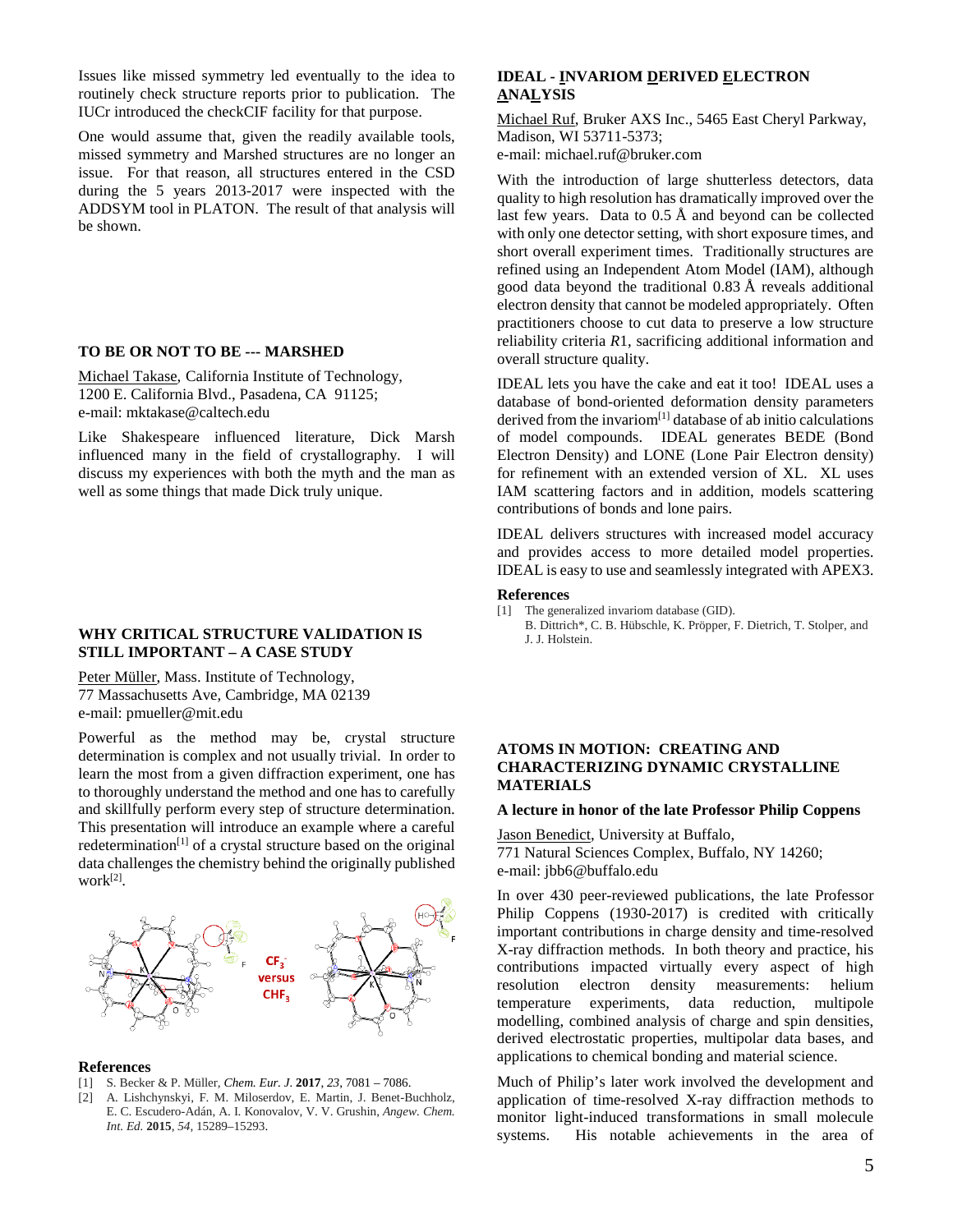Issues like missed symmetry led eventually to the idea to routinely check structure reports prior to publication. The IUCr introduced the checkCIF facility for that purpose.

One would assume that, given the readily available tools, missed symmetry and Marshed structures are no longer an issue. For that reason, all structures entered in the CSD during the 5 years 2013-2017 were inspected with the ADDSYM tool in PLATON. The result of that analysis will be shown.

### TO BE OR NOT TO BE --- MARSHED

Michael Takase, California Institute of Technology, 1200 E. California Blvd., Pasadena, CA 91125; e-mail: mktakase@caltech.edu

Like Shakespeare influenced literature, Dick Marsh influenced many in the field of crystallography. I will discuss my experiences with both the myth and the man as well as some things that made Dick truly unique.

### WHY CRITICAL STRUCTURE VALIDATION IS STILL IMPORTANT – A CASE STUDY

Peter Müller, Mass. Institute of Technology, 77 Massachusetts Ave, Cambridge, MA 02139 e-mail: pmueller@mit.edu

Powerful as the method may be, crystal structure determination is complex and not usually trivial. In order to learn the most from a given diffraction experiment, one has to thoroughly understand the method and one has to carefully and skillfully perform every step of structure determination. This presentation will introduce an example where a careful redetermination[1] of a crystal structure based on the original data challenges the chemistry behind the originally published work[2].

$CF_3^-$ versus $CHF_3$

**References**

[1] S. Becker & P. Müller, *Chem. Eur. J.* **2017**, *23*, 7081 – 7086.

[2] A. Lishchynskyi, F. M. Miloserdov, E. Martin, J. Benet-Buchholz, E. C. Escudero-Adán, A. I. Konovalov, V. V. Grushin, *Angew. Chem. Int. Ed.* **2015**, *54*, 15289–15293.

### IDEAL - INVARIOM DERIVED ELECTRON ANALYSIS

Michael Ruf, Bruker AXS Inc., 5465 East Cheryl Parkway, Madison, WI 53711-5373; e-mail: michael.ruf@bruker.com

With the introduction of large shutterless detectors, data quality to high resolution has dramatically improved over the last few years. Data to 0.5 Å and beyond can be collected with only one detector setting, with short exposure times, and short overall experiment times. Traditionally structures are refined using an Independent Atom Model (IAM), although good data beyond the traditional 0.83 Å reveals additional electron density that cannot be modeled appropriately. Often practitioners choose to cut data to preserve a low structure reliability criteria *R*1, sacrificing additional information and overall structure quality.

IDEAL lets you have the cake and eat it too! IDEAL uses a database of bond-oriented deformation density parameters derived from the invariom[1] database of ab initio calculations of model compounds. IDEAL generates BEDE (Bond Electron Density) and LONE (Lone Pair Electron density) for refinement with an extended version of XL. XL uses IAM scattering factors and in addition, models scattering contributions of bonds and lone pairs.

IDEAL delivers structures with increased model accuracy and provides access to more detailed model properties. IDEAL is easy to use and seamlessly integrated with APEX3.

**References**

[1] The generalized invariom database (GID). B. Dittrich*, C. B. Hübschle, K. Pröpper, F. Dietrich, T. Stolper, and J. J. Holstein.

### ATOMS IN MOTION: CREATING AND CHARACTERIZING DYNAMIC CRYSTALLINE MATERIALS

**A lecture in honor of the late Professor Philip Coppens**

Jason Benedict, University at Buffalo, 771 Natural Sciences Complex, Buffalo, NY 14260; e-mail: jbb6@buffalo.edu

In over 430 peer-reviewed publications, the late Professor Philip Coppens (1930-2017) is credited with critically important contributions in charge density and time-resolved X-ray diffraction methods. In both theory and practice, his contributions impacted virtually every aspect of high resolution electron density measurements: helium temperature experiments, data reduction, multipole modelling, combined analysis of charge and spin densities, derived electrostatic properties, multipolar data bases, and applications to chemical bonding and material science.

Much of Philip's later work involved the development and application of time-resolved X-ray diffraction methods to monitor light-induced transformations in small molecule systems. His notable achievements in the area of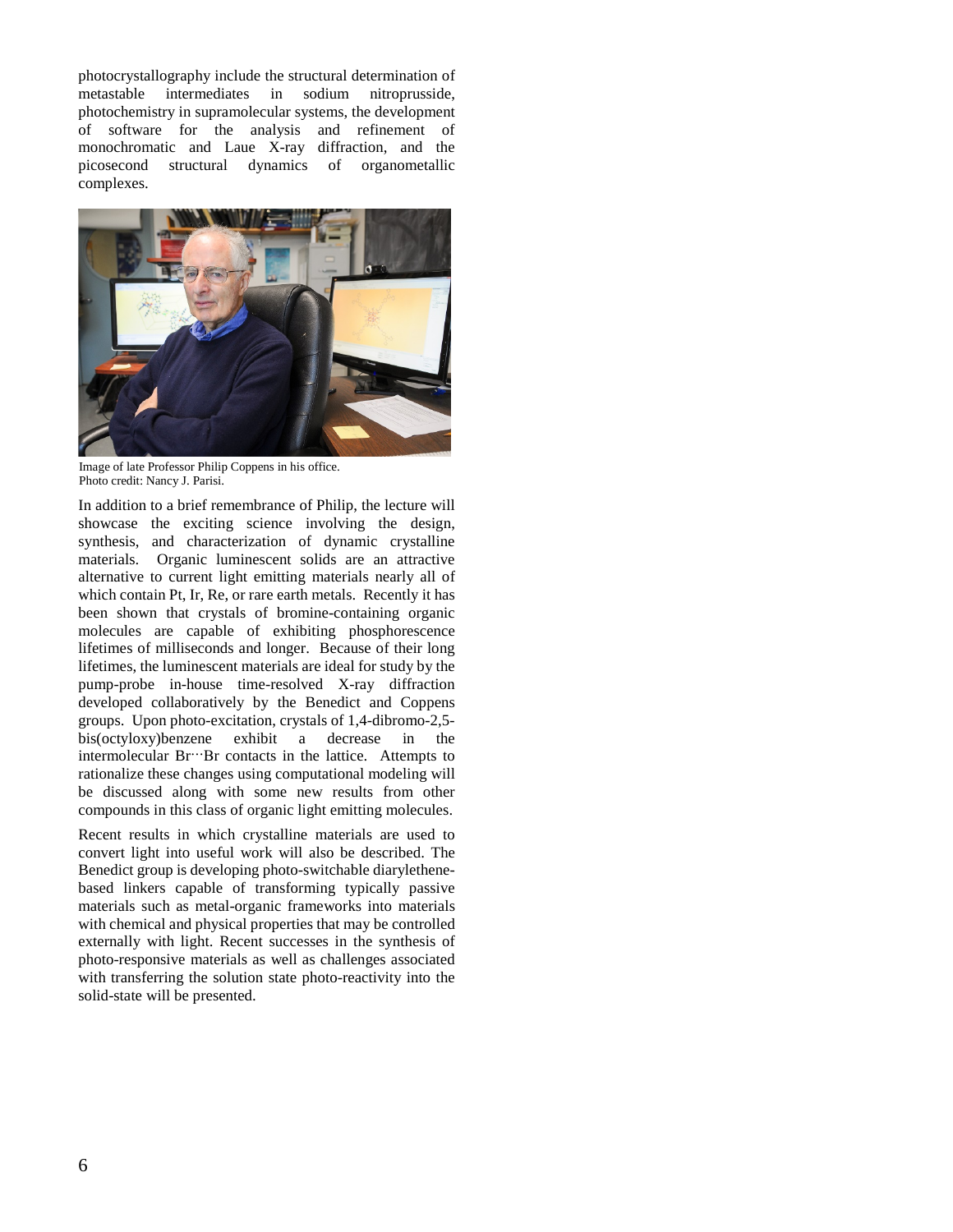photocrystallography include the structural determination of metastable intermediates in sodium nitroprusside, photochemistry in supramolecular systems, the development of software for the analysis and refinement of monochromatic and Laue X-ray diffraction, and the picosecond structural dynamics of organometallic complexes.

Image of late Professor Philip Coppens in his office.
Photo credit: Nancy J. Parisi.

In addition to a brief remembrance of Philip, the lecture will showcase the exciting science involving the design, synthesis, and characterization of dynamic crystalline materials. Organic luminescent solids are an attractive alternative to current light emitting materials nearly all of which contain Pt, Ir, Re, or rare earth metals. Recently it has been shown that crystals of bromine-containing organic molecules are capable of exhibiting phosphorescence lifetimes of milliseconds and longer. Because of their long lifetimes, the luminescent materials are ideal for study by the pump-probe in-house time-resolved X-ray diffraction developed collaboratively by the Benedict and Coppens groups. Upon photo-excitation, crystals of 1,4-dibromo-2,5-bis(octyloxy)benzene exhibit a decrease in the intermolecular Br···Br contacts in the lattice. Attempts to rationalize these changes using computational modeling will be discussed along with some new results from other compounds in this class of organic light emitting molecules.

Recent results in which crystalline materials are used to convert light into useful work will also be described. The Benedict group is developing photo-switchable diarylethene-based linkers capable of transforming typically passive materials such as metal-organic frameworks into materials with chemical and physical properties that may be controlled externally with light. Recent successes in the synthesis of photo-responsive materials as well as challenges associated with transferring the solution state photo-reactivity into the solid-state will be presented.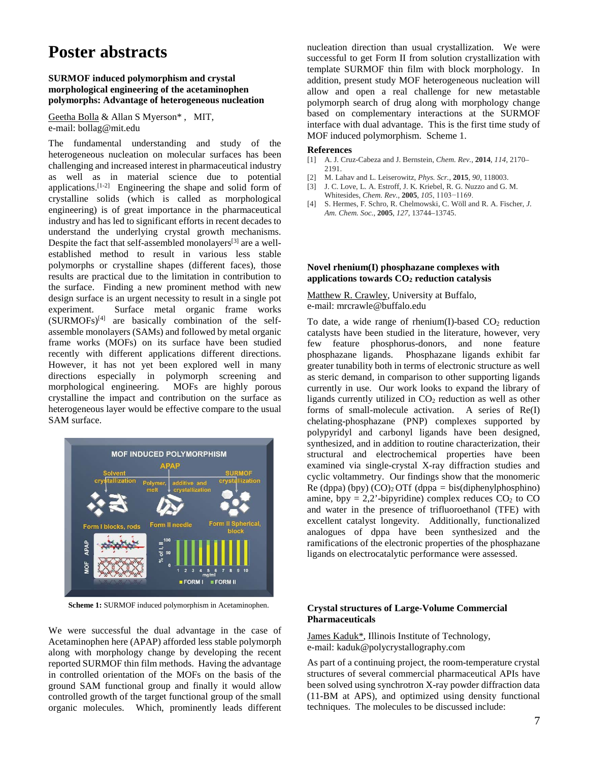# Poster abstracts

### SURMOF induced polymorphism and crystal morphological engineering of the acetaminophen polymorphs: Advantage of heterogeneous nucleation

Geetha Bolla & Allan S Myerson*, MIT,
e-mail: bollag@mit.edu

The fundamental understanding and study of the heterogeneous nucleation on molecular surfaces has been challenging and increased interest in pharmaceutical industry as well as in material science due to potential applications.[1-2] Engineering the shape and solid form of crystalline solids (which is called as morphological engineering) is of great importance in the pharmaceutical industry and has led to significant efforts in recent decades to understand the underlying crystal growth mechanisms. Despite the fact that self-assembled monolayers[3] are a well-established method to result in various less stable polymorphs or crystalline shapes (different faces), those results are practical due to the limitation in contribution to the surface. Finding a new prominent method with new design surface is an urgent necessity to result in a single pot experiment. Surface metal organic frame works (SURMOFs)[4] are basically combination of the self-assemble monolayers (SAMs) and followed by metal organic frame works (MOFs) on its surface have been studied recently with different applications different directions. However, it has not yet been explored well in many directions especially in polymorph screening and morphological engineering. MOFs are highly porous crystalline the impact and contribution on the surface as heterogeneous layer would be effective compare to the usual SAM surface.

**Scheme 1:** SURMOF induced polymorphism in Acetaminophen.

We were successful the dual advantage in the case of Acetaminophen here (APAP) afforded less stable polymorph along with morphology change by developing the recent reported SURMOF thin film methods. Having the advantage in controlled orientation of the MOFs on the basis of the ground SAM functional group and finally it would allow controlled growth of the target functional group of the small organic molecules. Which, prominently leads different nucleation direction than usual crystallization. We were successful to get Form II from solution crystallization with template SURMOF thin film with block morphology. In addition, present study MOF heterogeneous nucleation will allow and open a real challenge for new metastable polymorph search of drug along with morphology change based on complementary interactions at the SURMOF interface with dual advantage. This is the first time study of MOF induced polymorphism. Scheme 1.

**References**

[1] A. J. Cruz-Cabeza and J. Bernstein, *Chem. Rev.*, **2014**, *114*, 2170–2191.
[2] M. Lahav and L. Leiserowitz, *Phys. Scr.*, **2015**, *90*, 118003.
[3] J. C. Love, L. A. Estroff, J. K. Kriebel, R. G. Nuzzo and G. M. Whitesides, *Chem. Rev.*, **2005**, *105*, 1103−1169.
[4] S. Hermes, F. Schro, R. Chelmowski, C. Wöll and R. A. Fischer, *J. Am. Chem. Soc.*, **2005**, *127*, 13744–13745.

### Novel rhenium(I) phosphazane complexes with applications towards $CO_2$ reduction catalysis

Matthew R. Crawley, University at Buffalo,
e-mail: mrcrawle@buffalo.edu

To date, a wide range of rhenium(I)-based $CO_2$ reduction catalysts have been studied in the literature, however, very few feature phosphorus-donors, and none feature phosphazane ligands. Phosphazane ligands exhibit far greater tunability both in terms of electronic structure as well as steric demand, in comparison to other supporting ligands currently in use. Our work looks to expand the library of ligands currently utilized in $CO_2$ reduction as well as other forms of small-molecule activation. A series of Re(I) chelating-phosphazane (PNP) complexes supported by polypyridyl and carbonyl ligands have been designed, synthesized, and in addition to routine characterization, their structural and electrochemical properties have been examined via single-crystal X-ray diffraction studies and cyclic voltammetry. Our findings show that the monomeric Re (dppa) (bpy) $(CO)_2$ OTf (dppa = bis(diphenylphosphino) amine, bpy = 2,2'-bipyridine) complex reduces $CO_2$ to CO and water in the presence of trifluoroethanol (TFE) with excellent catalyst longevity. Additionally, functionalized analogues of dppa have been synthesized and the ramifications of the electronic properties of the phosphazane ligands on electrocatalytic performance were assessed.

### Crystal structures of Large-Volume Commercial Pharmaceuticals

James Kaduk*, Illinois Institute of Technology,
e-mail: kaduk@polycrystallography.com

As part of a continuing project, the room-temperature crystal structures of several commercial pharmaceutical APIs have been solved using synchrotron X-ray powder diffraction data (11-BM at APS), and optimized using density functional techniques. The molecules to be discussed include: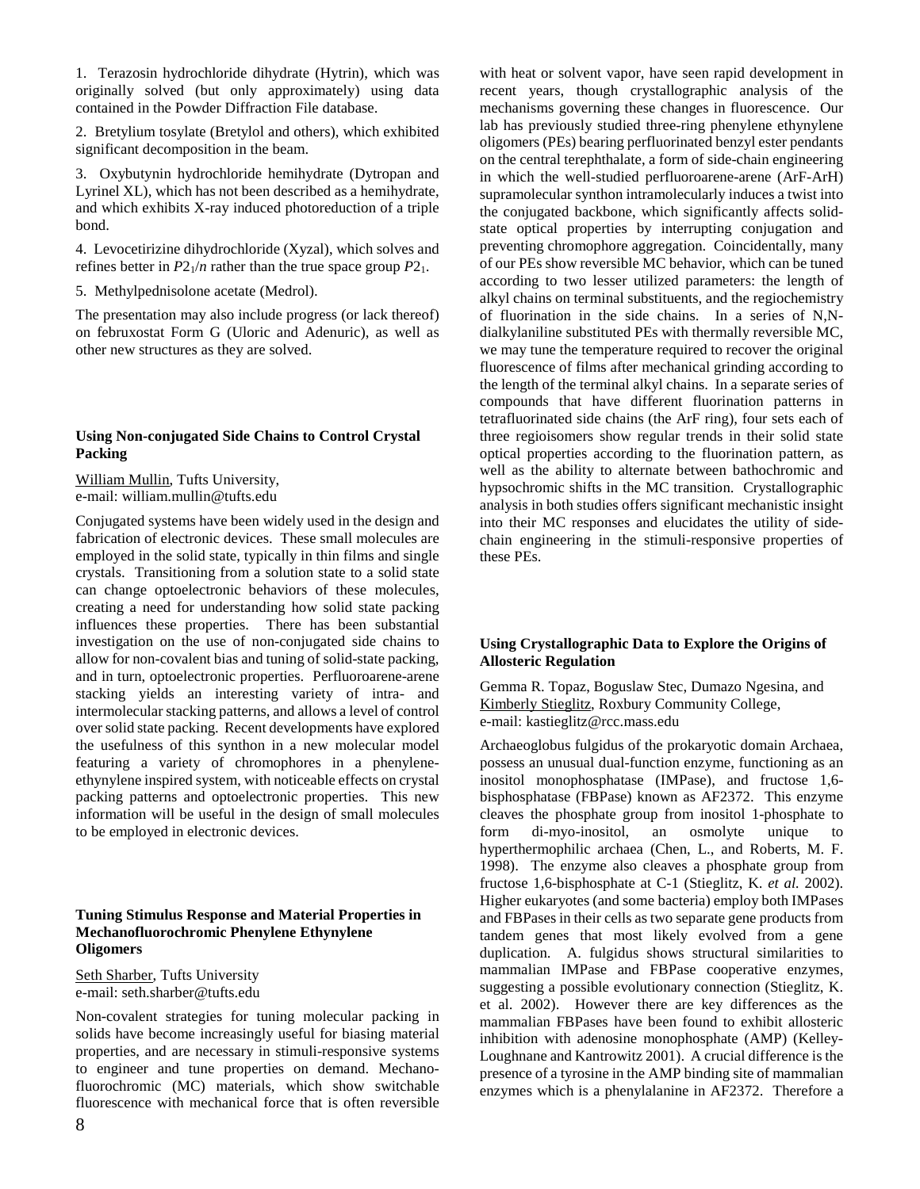1. Terazosin hydrochloride dihydrate (Hytrin), which was originally solved (but only approximately) using data contained in the Powder Diffraction File database.

2. Bretylium tosylate (Bretylol and others), which exhibited significant decomposition in the beam.

3. Oxybutynin hydrochloride hemihydrate (Dytropan and Lyrinel XL), which has not been described as a hemihydrate, and which exhibits X-ray induced photoreduction of a triple bond.

4. Levocetirizine dihydrochloride (Xyzal), which solves and refines better in $P2_1/n$ rather than the true space group $P2_1$.

5. Methylpednisolone acetate (Medrol).

The presentation may also include progress (or lack thereof) on februxostat Form G (Uloric and Adenuric), as well as other new structures as they are solved.

### Using Non-conjugated Side Chains to Control Crystal Packing

William Mullin, Tufts University,
e-mail: william.mullin@tufts.edu

Conjugated systems have been widely used in the design and fabrication of electronic devices. These small molecules are employed in the solid state, typically in thin films and single crystals. Transitioning from a solution state to a solid state can change optoelectronic behaviors of these molecules, creating a need for understanding how solid state packing influences these properties. There has been substantial investigation on the use of non-conjugated side chains to allow for non-covalent bias and tuning of solid-state packing, and in turn, optoelectronic properties. Perfluoroarene-arene stacking yields an interesting variety of intra- and intermolecular stacking patterns, and allows a level of control over solid state packing. Recent developments have explored the usefulness of this synthon in a new molecular model featuring a variety of chromophores in a phenylene-ethynylene inspired system, with noticeable effects on crystal packing patterns and optoelectronic properties. This new information will be useful in the design of small molecules to be employed in electronic devices.

### Tuning Stimulus Response and Material Properties in Mechanofluorochromic Phenylene Ethynylene Oligomers

Seth Sharber, Tufts University
e-mail: seth.sharber@tufts.edu

Non-covalent strategies for tuning molecular packing in solids have become increasingly useful for biasing material properties, and are necessary in stimuli-responsive systems to engineer and tune properties on demand. Mechano-fluorochromic (MC) materials, which show switchable fluorescence with mechanical force that is often reversible with heat or solvent vapor, have seen rapid development in recent years, though crystallographic analysis of the mechanisms governing these changes in fluorescence. Our lab has previously studied three-ring phenylene ethynylene oligomers (PEs) bearing perfluorinated benzyl ester pendants on the central terephthalate, a form of side-chain engineering in which the well-studied perfluoroarene-arene (ArF-ArH) supramolecular synthon intramolecularly induces a twist into the conjugated backbone, which significantly affects solid-state optical properties by interrupting conjugation and preventing chromophore aggregation. Coincidentally, many of our PEs show reversible MC behavior, which can be tuned according to two lesser utilized parameters: the length of alkyl chains on terminal substituents, and the regiochemistry of fluorination in the side chains. In a series of N,N-dialkylaniline substituted PEs with thermally reversible MC, we may tune the temperature required to recover the original fluorescence of films after mechanical grinding according to the length of the terminal alkyl chains. In a separate series of compounds that have different fluorination patterns in tetrafluorinated side chains (the ArF ring), four sets each of three regioisomers show regular trends in their solid state optical properties according to the fluorination pattern, as well as the ability to alternate between bathochromic and hypsochromic shifts in the MC transition. Crystallographic analysis in both studies offers significant mechanistic insight into their MC responses and elucidates the utility of side-chain engineering in the stimuli-responsive properties of these PEs.

### Using Crystallographic Data to Explore the Origins of Allosteric Regulation

Gemma R. Topaz, Boguslaw Stec, Dumazo Ngesina, and Kimberly Stieglitz, Roxbury Community College,
e-mail: kastieglitz@rcc.mass.edu

Archaeoglobus fulgidus of the prokaryotic domain Archaea, possess an unusual dual-function enzyme, functioning as an inositol monophosphatase (IMPase), and fructose 1,6-bisphosphatase (FBPase) known as AF2372. This enzyme cleaves the phosphate group from inositol 1-phosphate to form di-myo-inositol, an osmolyte unique to hyperthermophilic archaea (Chen, L., and Roberts, M. F. 1998). The enzyme also cleaves a phosphate group from fructose 1,6-bisphosphate at C-1 (Stieglitz, K. *et al.* 2002). Higher eukaryotes (and some bacteria) employ both IMPases and FBPases in their cells as two separate gene products from tandem genes that most likely evolved from a gene duplication. A. fulgidus shows structural similarities to mammalian IMPase and FBPase cooperative enzymes, suggesting a possible evolutionary connection (Stieglitz, K. et al. 2002). However there are key differences as the mammalian FBPases have been found to exhibit allosteric inhibition with adenosine monophosphate (AMP) (Kelley-Loughnane and Kantrowitz 2001). A crucial difference is the presence of a tyrosine in the AMP binding site of mammalian enzymes which is a phenylalanine in AF2372. Therefore a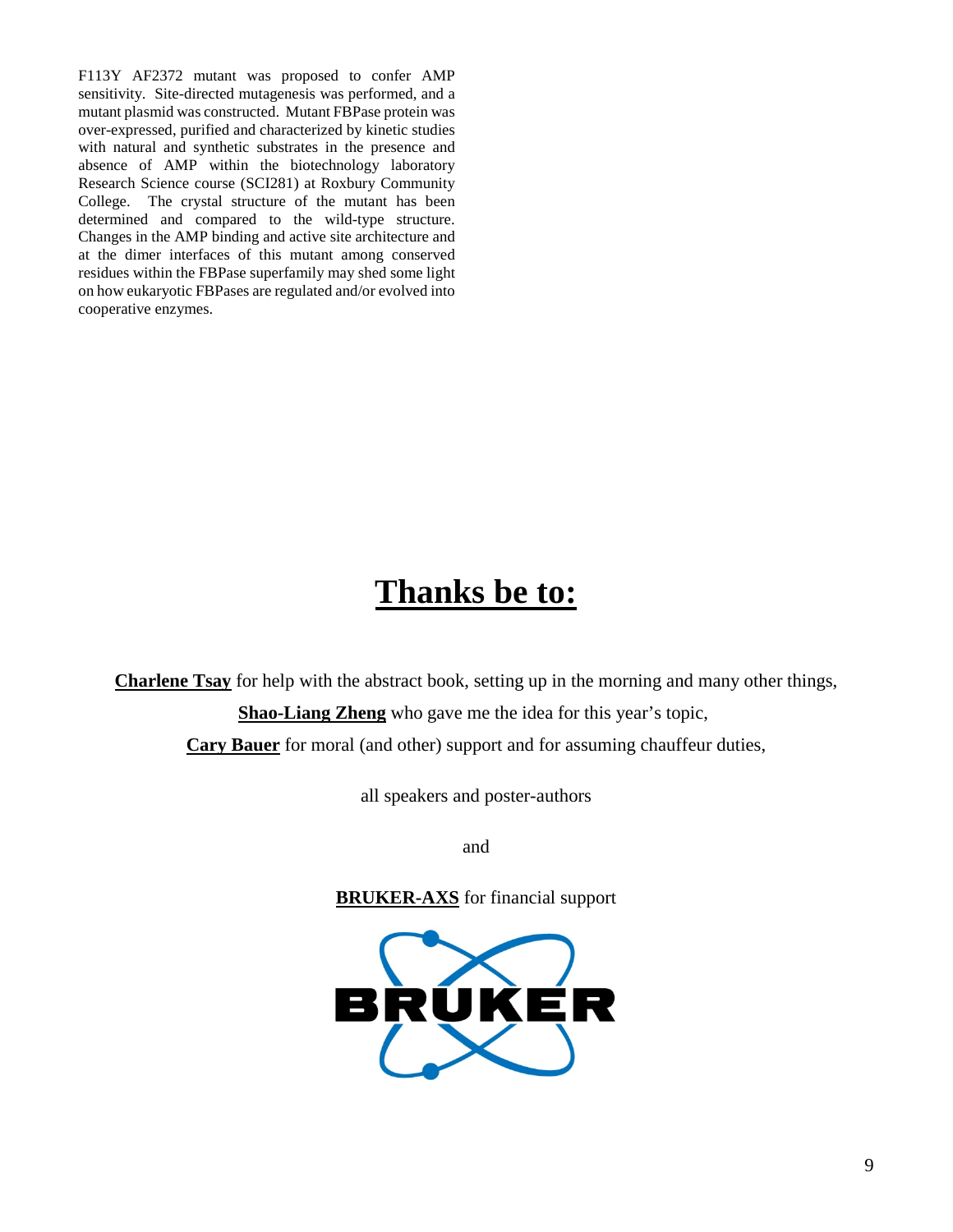F113Y AF2372 mutant was proposed to confer AMP sensitivity. Site-directed mutagenesis was performed, and a mutant plasmid was constructed. Mutant FBPase protein was over-expressed, purified and characterized by kinetic studies with natural and synthetic substrates in the presence and absence of AMP within the biotechnology laboratory Research Science course (SCI281) at Roxbury Community College. The crystal structure of the mutant has been determined and compared to the wild-type structure. Changes in the AMP binding and active site architecture and at the dimer interfaces of this mutant among conserved residues within the FBPase superfamily may shed some light on how eukaryotic FBPases are regulated and/or evolved into cooperative enzymes.

# Thanks be to:

**Charlene Tsay** for help with the abstract book, setting up in the morning and many other things,

**Shao-Liang Zheng** who gave me the idea for this year's topic,

**Cary Bauer** for moral (and other) support and for assuming chauffeur duties,

all speakers and poster-authors

and

**BRUKER-AXS** for financial support

BRUKER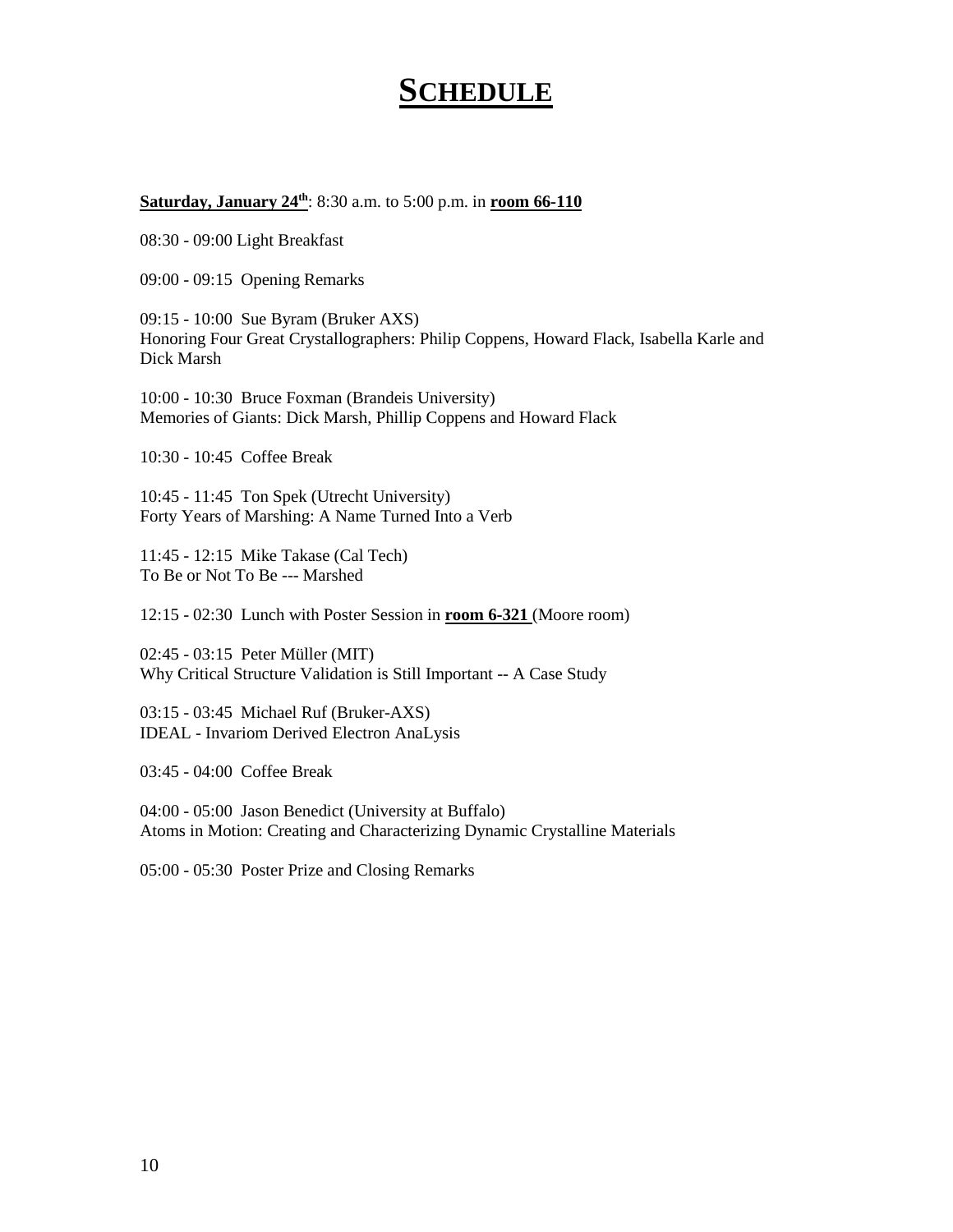# SCHEDULE

**Saturday, January 24th**: 8:30 a.m. to 5:00 p.m. in **room 66-110**

08:30 - 09:00 Light Breakfast

09:00 - 09:15 Opening Remarks

09:15 - 10:00 Sue Byram (Bruker AXS)
Honoring Four Great Crystallographers: Philip Coppens, Howard Flack, Isabella Karle and Dick Marsh

10:00 - 10:30 Bruce Foxman (Brandeis University)
Memories of Giants: Dick Marsh, Phillip Coppens and Howard Flack

10:30 - 10:45 Coffee Break

10:45 - 11:45 Ton Spek (Utrecht University)
Forty Years of Marshing: A Name Turned Into a Verb

11:45 - 12:15 Mike Takase (Cal Tech)
To Be or Not To Be --- Marshed

12:15 - 02:30 Lunch with Poster Session in **room 6-321** (Moore room)

02:45 - 03:15 Peter Müller (MIT)
Why Critical Structure Validation is Still Important -- A Case Study

03:15 - 03:45 Michael Ruf (Bruker-AXS)
IDEAL - Invariom Derived Electron AnaLysis

03:45 - 04:00 Coffee Break

04:00 - 05:00 Jason Benedict (University at Buffalo)
Atoms in Motion: Creating and Characterizing Dynamic Crystalline Materials

05:00 - 05:30 Poster Prize and Closing Remarks